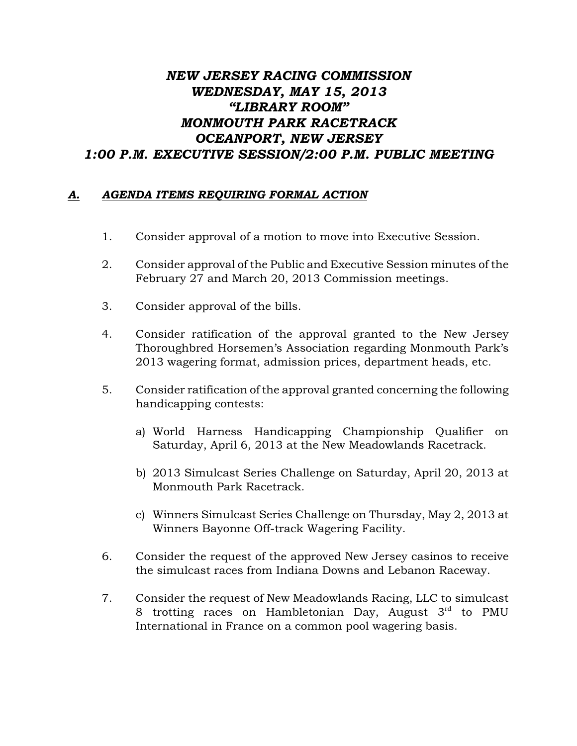# *NEW JERSEY RACING COMMISSION*
# *WEDNESDAY, MAY 15, 2013*
# *"LIBRARY ROOM"*
# *MONMOUTH PARK RACETRACK*
# *OCEANPORT, NEW JERSEY*
# *1:00 P.M. EXECUTIVE SESSION/2:00 P.M. PUBLIC MEETING*

## ***A. AGENDA ITEMS REQUIRING FORMAL ACTION***

1. Consider approval of a motion to move into Executive Session.

2. Consider approval of the Public and Executive Session minutes of the February 27 and March 20, 2013 Commission meetings.

3. Consider approval of the bills.

4. Consider ratification of the approval granted to the New Jersey Thoroughbred Horsemen's Association regarding Monmouth Park's 2013 wagering format, admission prices, department heads, etc.

5. Consider ratification of the approval granted concerning the following handicapping contests:

   a) World Harness Handicapping Championship Qualifier on Saturday, April 6, 2013 at the New Meadowlands Racetrack.

   b) 2013 Simulcast Series Challenge on Saturday, April 20, 2013 at Monmouth Park Racetrack.

   c) Winners Simulcast Series Challenge on Thursday, May 2, 2013 at Winners Bayonne Off-track Wagering Facility.

6. Consider the request of the approved New Jersey casinos to receive the simulcast races from Indiana Downs and Lebanon Raceway.

7. Consider the request of New Meadowlands Racing, LLC to simulcast 8 trotting races on Hambletonian Day, August 3rd to PMU International in France on a common pool wagering basis.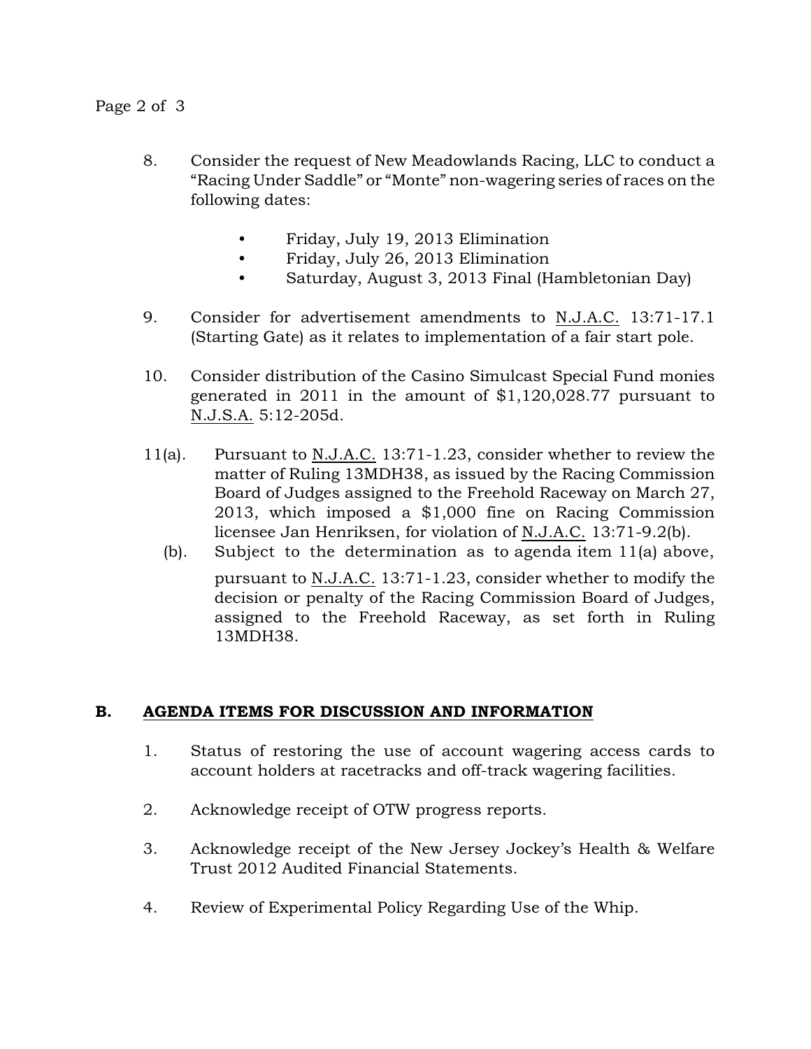8. Consider the request of New Meadowlands Racing, LLC to conduct a "Racing Under Saddle" or "Monte" non-wagering series of races on the following dates:

   - Friday, July 19, 2013 Elimination
   - Friday, July 26, 2013 Elimination
   - Saturday, August 3, 2013 Final (Hambletonian Day)

9. Consider for advertisement amendments to N.J.A.C. 13:71-17.1 (Starting Gate) as it relates to implementation of a fair start pole.

10. Consider distribution of the Casino Simulcast Special Fund monies generated in 2011 in the amount of $1,120,028.77 pursuant to N.J.S.A. 5:12-205d.

11(a). Pursuant to N.J.A.C. 13:71-1.23, consider whether to review the matter of Ruling 13MDH38, as issued by the Racing Commission Board of Judges assigned to the Freehold Raceway on March 27, 2013, which imposed a $1,000 fine on Racing Commission licensee Jan Henriksen, for violation of N.J.A.C. 13:71-9.2(b).

(b). Subject to the determination as to agenda item 11(a) above, pursuant to N.J.A.C. 13:71-1.23, consider whether to modify the decision or penalty of the Racing Commission Board of Judges, assigned to the Freehold Raceway, as set forth in Ruling 13MDH38.

## B. AGENDA ITEMS FOR DISCUSSION AND INFORMATION

1. Status of restoring the use of account wagering access cards to account holders at racetracks and off-track wagering facilities.

2. Acknowledge receipt of OTW progress reports.

3. Acknowledge receipt of the New Jersey Jockey's Health & Welfare Trust 2012 Audited Financial Statements.

4. Review of Experimental Policy Regarding Use of the Whip.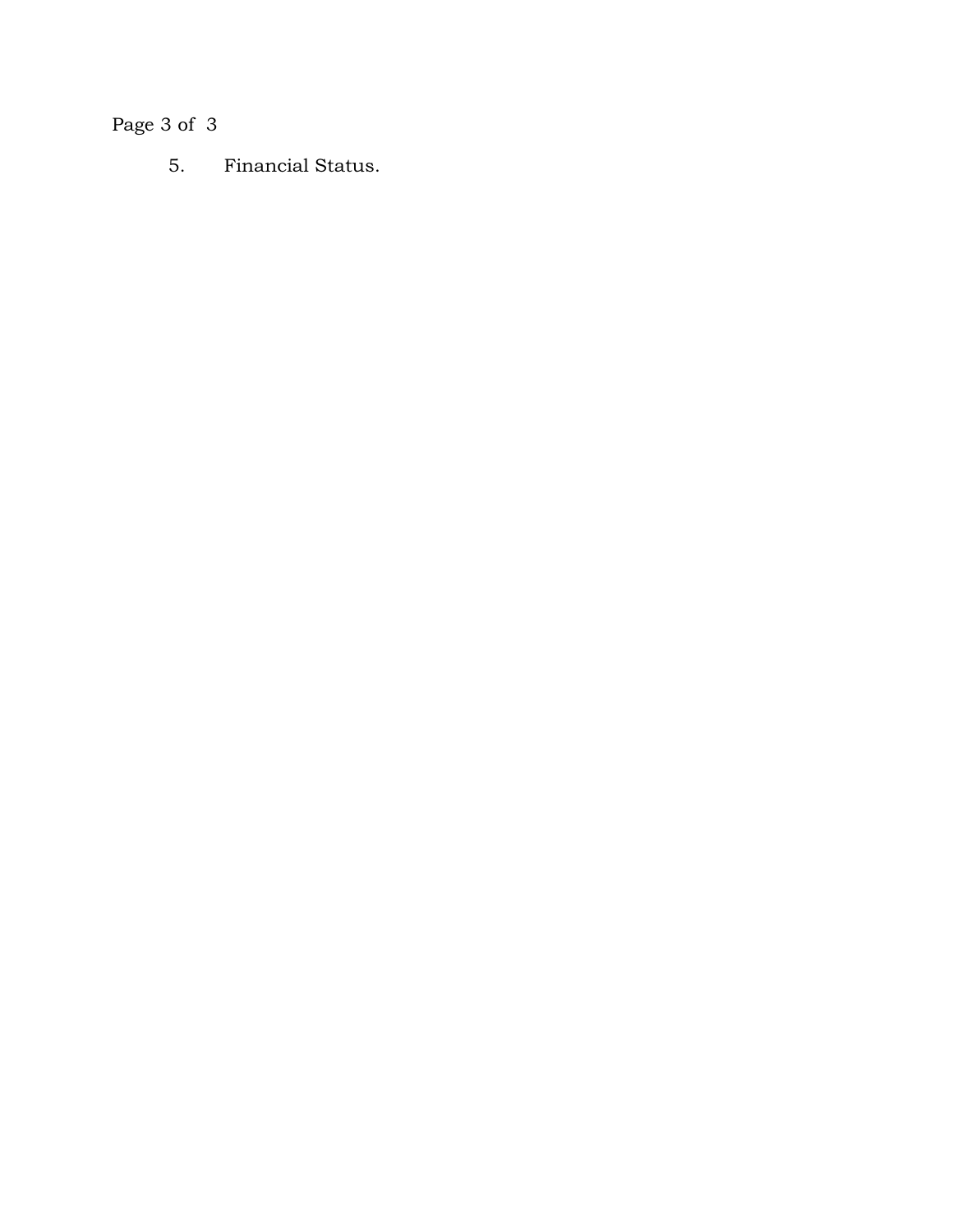5. Financial Status.